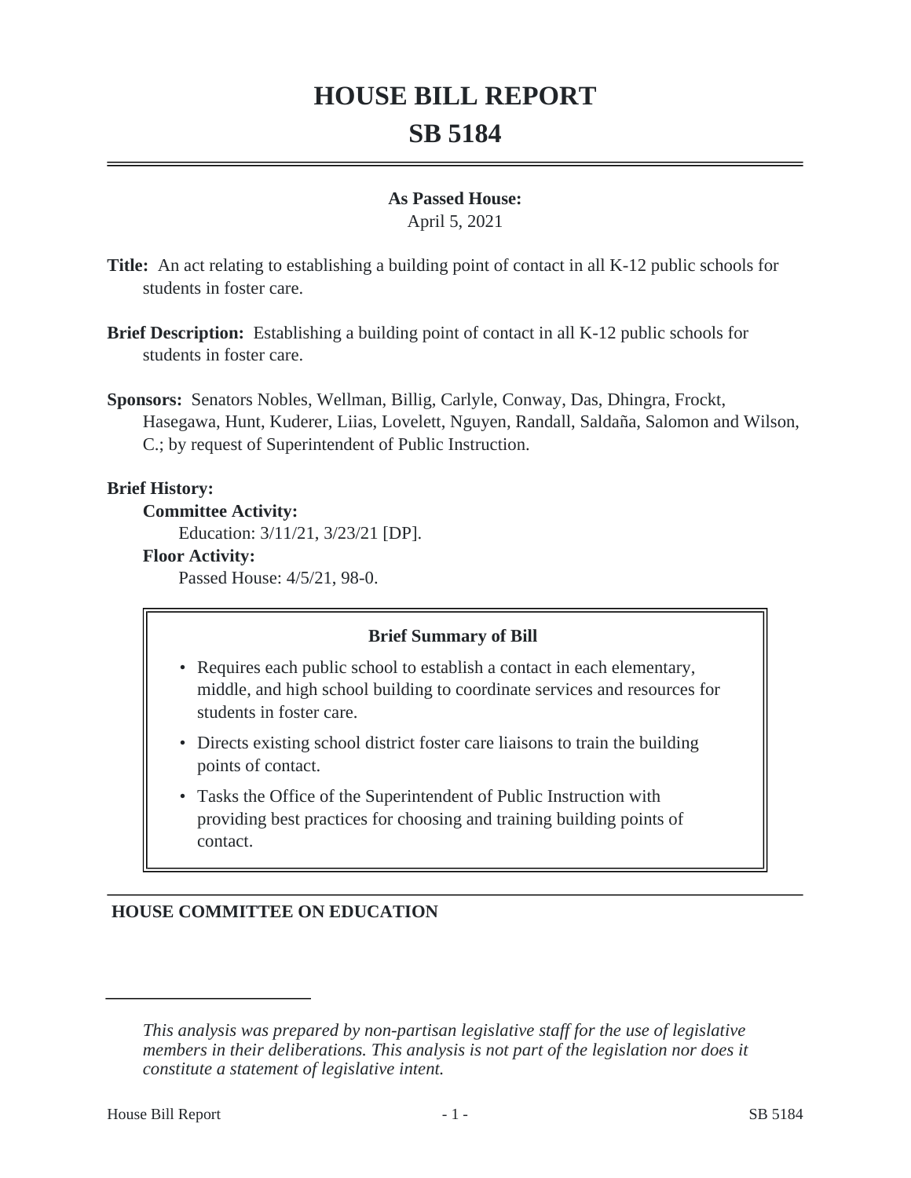# HOUSE BILL REPORT

# SB 5184

**As Passed House:**

April 5, 2021

**Title:** An act relating to establishing a building point of contact in all K-12 public schools for students in foster care.

**Brief Description:** Establishing a building point of contact in all K-12 public schools for students in foster care.

**Sponsors:** Senators Nobles, Wellman, Billig, Carlyle, Conway, Das, Dhingra, Frockt, Hasegawa, Hunt, Kuderer, Liias, Lovelett, Nguyen, Randall, Saldaña, Salomon and Wilson, C.; by request of Superintendent of Public Instruction.

**Brief History:**

**Committee Activity:**

Education: 3/11/21, 3/23/21 [DP].

**Floor Activity:**

Passed House: 4/5/21, 98-0.

**Brief Summary of Bill**

- Requires each public school to establish a contact in each elementary, middle, and high school building to coordinate services and resources for students in foster care.
- Directs existing school district foster care liaisons to train the building points of contact.
- Tasks the Office of the Superintendent of Public Instruction with providing best practices for choosing and training building points of contact.

**HOUSE COMMITTEE ON EDUCATION**

---

*This analysis was prepared by non-partisan legislative staff for the use of legislative members in their deliberations. This analysis is not part of the legislation nor does it constitute a statement of legislative intent.*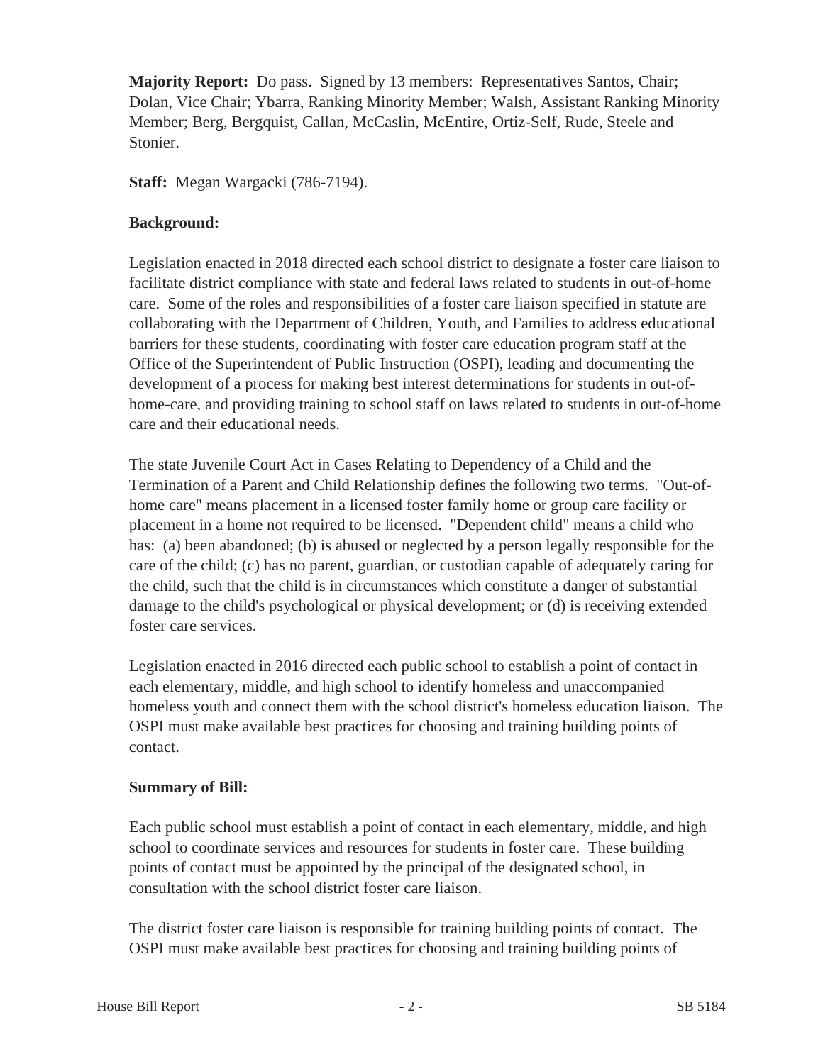**Majority Report:** Do pass. Signed by 13 members: Representatives Santos, Chair; Dolan, Vice Chair; Ybarra, Ranking Minority Member; Walsh, Assistant Ranking Minority Member; Berg, Bergquist, Callan, McCaslin, McEntire, Ortiz-Self, Rude, Steele and Stonier.

**Staff:** Megan Wargacki (786-7194).

**Background:**

Legislation enacted in 2018 directed each school district to designate a foster care liaison to facilitate district compliance with state and federal laws related to students in out-of-home care. Some of the roles and responsibilities of a foster care liaison specified in statute are collaborating with the Department of Children, Youth, and Families to address educational barriers for these students, coordinating with foster care education program staff at the Office of the Superintendent of Public Instruction (OSPI), leading and documenting the development of a process for making best interest determinations for students in out-of-home-care, and providing training to school staff on laws related to students in out-of-home care and their educational needs.

The state Juvenile Court Act in Cases Relating to Dependency of a Child and the Termination of a Parent and Child Relationship defines the following two terms. "Out-of-home care" means placement in a licensed foster family home or group care facility or placement in a home not required to be licensed. "Dependent child" means a child who has: (a) been abandoned; (b) is abused or neglected by a person legally responsible for the care of the child; (c) has no parent, guardian, or custodian capable of adequately caring for the child, such that the child is in circumstances which constitute a danger of substantial damage to the child's psychological or physical development; or (d) is receiving extended foster care services.

Legislation enacted in 2016 directed each public school to establish a point of contact in each elementary, middle, and high school to identify homeless and unaccompanied homeless youth and connect them with the school district's homeless education liaison. The OSPI must make available best practices for choosing and training building points of contact.

**Summary of Bill:**

Each public school must establish a point of contact in each elementary, middle, and high school to coordinate services and resources for students in foster care. These building points of contact must be appointed by the principal of the designated school, in consultation with the school district foster care liaison.

The district foster care liaison is responsible for training building points of contact. The OSPI must make available best practices for choosing and training building points of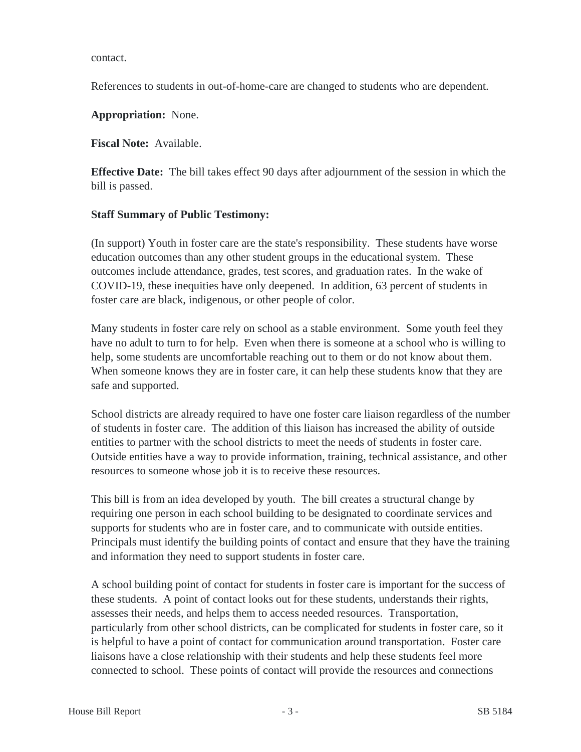contact.

References to students in out-of-home-care are changed to students who are dependent.

**Appropriation:** None.

**Fiscal Note:** Available.

**Effective Date:** The bill takes effect 90 days after adjournment of the session in which the bill is passed.

**Staff Summary of Public Testimony:**

(In support) Youth in foster care are the state's responsibility. These students have worse education outcomes than any other student groups in the educational system. These outcomes include attendance, grades, test scores, and graduation rates. In the wake of COVID-19, these inequities have only deepened. In addition, 63 percent of students in foster care are black, indigenous, or other people of color.

Many students in foster care rely on school as a stable environment. Some youth feel they have no adult to turn to for help. Even when there is someone at a school who is willing to help, some students are uncomfortable reaching out to them or do not know about them. When someone knows they are in foster care, it can help these students know that they are safe and supported.

School districts are already required to have one foster care liaison regardless of the number of students in foster care. The addition of this liaison has increased the ability of outside entities to partner with the school districts to meet the needs of students in foster care. Outside entities have a way to provide information, training, technical assistance, and other resources to someone whose job it is to receive these resources.

This bill is from an idea developed by youth. The bill creates a structural change by requiring one person in each school building to be designated to coordinate services and supports for students who are in foster care, and to communicate with outside entities. Principals must identify the building points of contact and ensure that they have the training and information they need to support students in foster care.

A school building point of contact for students in foster care is important for the success of these students. A point of contact looks out for these students, understands their rights, assesses their needs, and helps them to access needed resources. Transportation, particularly from other school districts, can be complicated for students in foster care, so it is helpful to have a point of contact for communication around transportation. Foster care liaisons have a close relationship with their students and help these students feel more connected to school. These points of contact will provide the resources and connections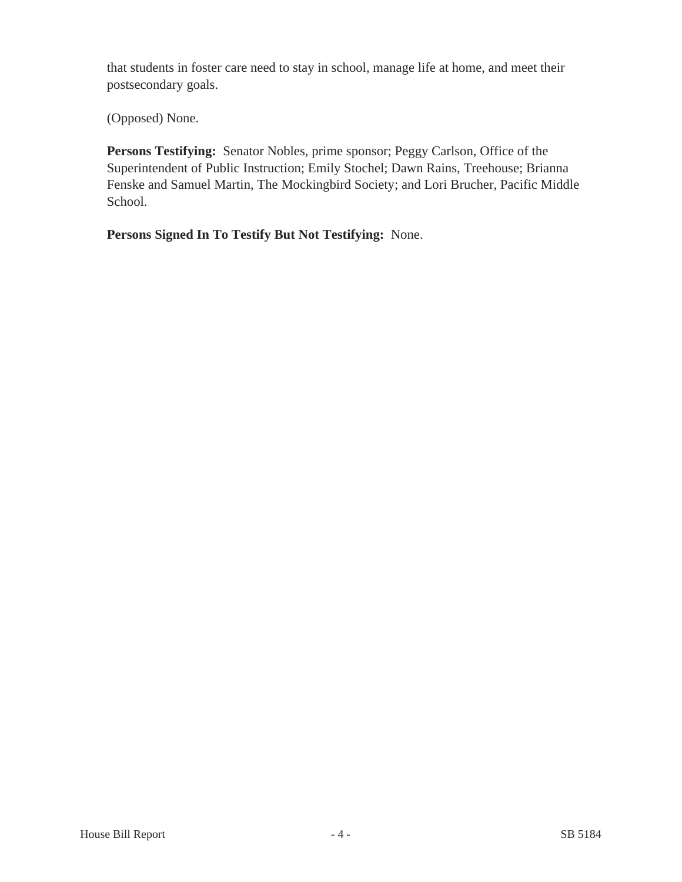that students in foster care need to stay in school, manage life at home, and meet their postsecondary goals.

(Opposed) None.

**Persons Testifying:** Senator Nobles, prime sponsor; Peggy Carlson, Office of the Superintendent of Public Instruction; Emily Stochel; Dawn Rains, Treehouse; Brianna Fenske and Samuel Martin, The Mockingbird Society; and Lori Brucher, Pacific Middle School.

**Persons Signed In To Testify But Not Testifying:** None.